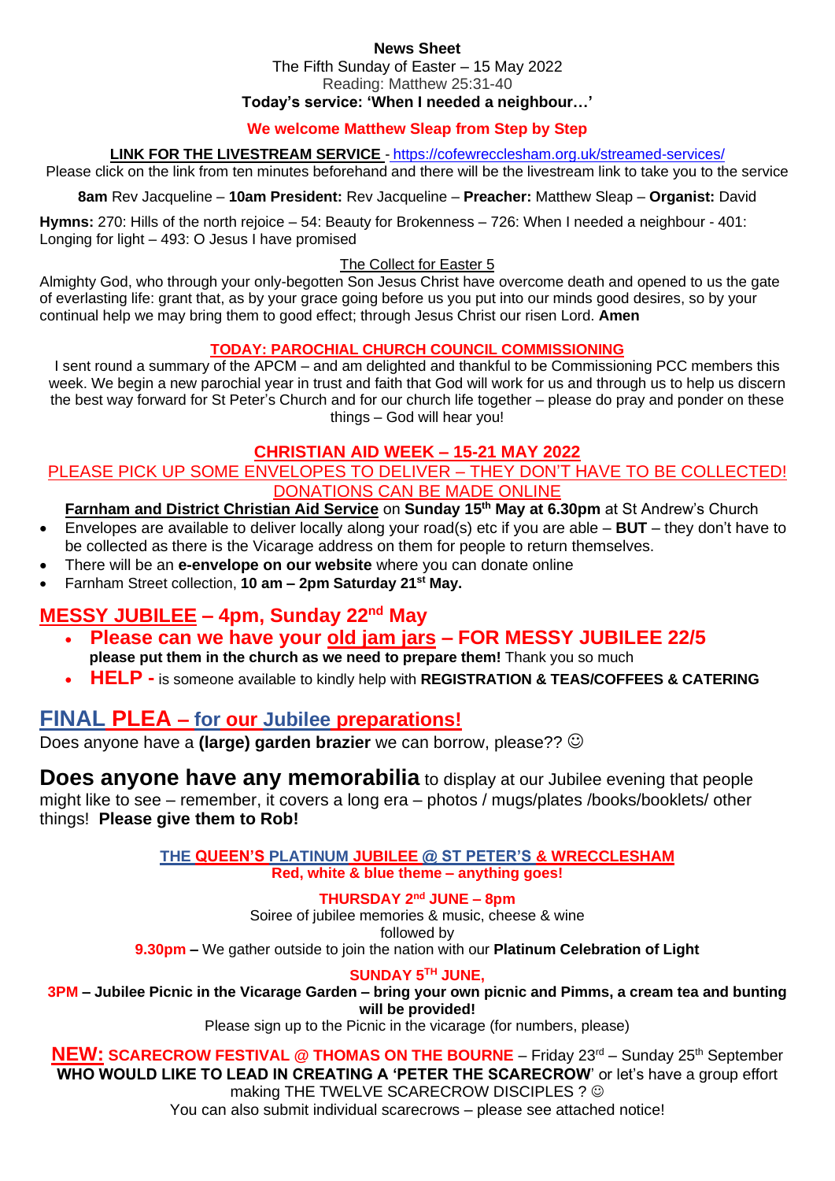**News Sheet**

The Fifth Sunday of Easter – 15 May 2022

Reading: Matthew 25:31-40

**Today's service: 'When I needed a neighbour…'**

**We welcome Matthew Sleap from Step by Step**

**LINK FOR THE LIVESTREAM SERVICE** - https://cofewrecclesham.org.uk/streamed-services/

Please click on the link from ten minutes beforehand and there will be the livestream link to take you to the service

**8am** Rev Jacqueline – **10am President:** Rev Jacqueline – **Preacher:** Matthew Sleap – **Organist:** David

**Hymns:** 270: Hills of the north rejoice – 54: Beauty for Brokenness – 726: When I needed a neighbour - 401: Longing for light – 493: O Jesus I have promised

The Collect for Easter 5

Almighty God, who through your only-begotten Son Jesus Christ have overcome death and opened to us the gate of everlasting life: grant that, as by your grace going before us you put into our minds good desires, so by your continual help we may bring them to good effect; through Jesus Christ our risen Lord. **Amen**

**TODAY: PAROCHIAL CHURCH COUNCIL COMMISSIONING**

I sent round a summary of the APCM – and am delighted and thankful to be Commissioning PCC members this week. We begin a new parochial year in trust and faith that God will work for us and through us to help us discern the best way forward for St Peter's Church and for our church life together – please do pray and ponder on these things – God will hear you!

## CHRISTIAN AID WEEK – 15-21 MAY 2022

PLEASE PICK UP SOME ENVELOPES TO DELIVER – THEY DON'T HAVE TO BE COLLECTED!
DONATIONS CAN BE MADE ONLINE

**Farnham and District Christian Aid Service** on **Sunday 15th May at 6.30pm** at St Andrew's Church

- Envelopes are available to deliver locally along your road(s) etc if you are able – **BUT** – they don't have to be collected as there is the Vicarage address on them for people to return themselves.
- There will be an **e-envelope on our website** where you can donate online
- Farnham Street collection, **10 am – 2pm Saturday 21st May.**

## MESSY JUBILEE – 4pm, Sunday 22nd May

- **Please can we have your old jam jars – FOR MESSY JUBILEE 22/5**
  **please put them in the church as we need to prepare them!** Thank you so much
- **HELP -** is someone available to kindly help with **REGISTRATION & TEAS/COFFEES & CATERING**

## FINAL PLEA – for our Jubilee preparations!

Does anyone have a **(large) garden brazier** we can borrow, please?? ☺

**Does anyone have any memorabilia** to display at our Jubilee evening that people might like to see – remember, it covers a long era – photos / mugs/plates /books/booklets/ other things! **Please give them to Rob!**

**THE QUEEN'S PLATINUM JUBILEE @ ST PETER'S & WRECCLESHAM**

**Red, white & blue theme – anything goes!**

**THURSDAY 2nd JUNE – 8pm**

Soiree of jubilee memories & music, cheese & wine

followed by

**9.30pm –** We gather outside to join the nation with our **Platinum Celebration of Light**

**SUNDAY 5TH JUNE,**

**3PM – Jubilee Picnic in the Vicarage Garden – bring your own picnic and Pimms, a cream tea and bunting will be provided!**

Please sign up to the Picnic in the vicarage (for numbers, please)

**NEW: SCARECROW FESTIVAL @ THOMAS ON THE BOURNE** – Friday 23rd – Sunday 25th September

**WHO WOULD LIKE TO LEAD IN CREATING A 'PETER THE SCARECROW**' or let's have a group effort making THE TWELVE SCARECROW DISCIPLES ? ☺

You can also submit individual scarecrows – please see attached notice!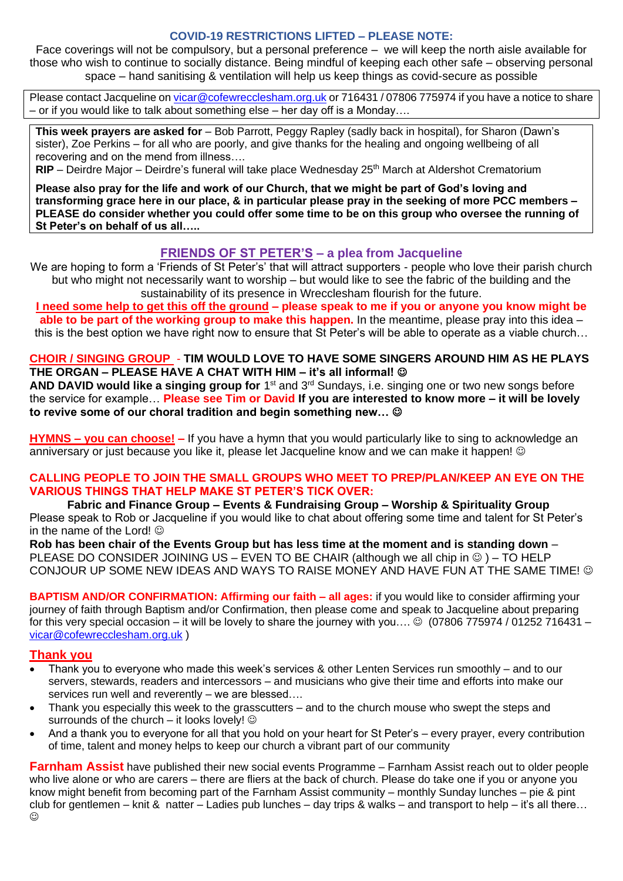**COVID-19 RESTRICTIONS LIFTED – PLEASE NOTE:**

Face coverings will not be compulsory, but a personal preference – we will keep the north aisle available for those who wish to continue to socially distance. Being mindful of keeping each other safe – observing personal space – hand sanitising & ventilation will help us keep things as covid-secure as possible

Please contact Jacqueline on vicar@cofewrecclesham.org.uk or 716431 / 07806 775974 if you have a notice to share – or if you would like to talk about something else – her day off is a Monday….

**This week prayers are asked for** – Bob Parrott, Peggy Rapley (sadly back in hospital), for Sharon (Dawn's sister), Zoe Perkins – for all who are poorly, and give thanks for the healing and ongoing wellbeing of all recovering and on the mend from illness….

**RIP** – Deirdre Major – Deirdre's funeral will take place Wednesday 25th March at Aldershot Crematorium

**Please also pray for the life and work of our Church, that we might be part of God's loving and transforming grace here in our place, & in particular please pray in the seeking of more PCC members – PLEASE do consider whether you could offer some time to be on this group who oversee the running of St Peter's on behalf of us all…..**

## FRIENDS OF ST PETER'S – a plea from Jacqueline

We are hoping to form a 'Friends of St Peter's' that will attract supporters - people who love their parish church but who might not necessarily want to worship – but would like to see the fabric of the building and the sustainability of its presence in Wrecclesham flourish for the future.

**I need some help to get this off the ground – please speak to me if you or anyone you know might be able to be part of the working group to make this happen.** In the meantime, please pray into this idea – this is the best option we have right now to ensure that St Peter's will be able to operate as a viable church…

**CHOIR / SINGING GROUP - TIM WOULD LOVE TO HAVE SOME SINGERS AROUND HIM AS HE PLAYS THE ORGAN – PLEASE HAVE A CHAT WITH HIM – it's all informal! ☺**
**AND DAVID would like a singing group for** 1st and 3rd Sundays, i.e. singing one or two new songs before the service for example… **Please see Tim or David If you are interested to know more – it will be lovely to revive some of our choral tradition and begin something new… ☺**

**HYMNS – you can choose! –** If you have a hymn that you would particularly like to sing to acknowledge an anniversary or just because you like it, please let Jacqueline know and we can make it happen! ☺

**CALLING PEOPLE TO JOIN THE SMALL GROUPS WHO MEET TO PREP/PLAN/KEEP AN EYE ON THE VARIOUS THINGS THAT HELP MAKE ST PETER'S TICK OVER:**

**Fabric and Finance Group – Events & Fundraising Group – Worship & Spirituality Group**

Please speak to Rob or Jacqueline if you would like to chat about offering some time and talent for St Peter's in the name of the Lord! ☺

**Rob has been chair of the Events Group but has less time at the moment and is standing down** – PLEASE DO CONSIDER JOINING US – EVEN TO BE CHAIR (although we all chip in ☺ ) – TO HELP CONJOUR UP SOME NEW IDEAS AND WAYS TO RAISE MONEY AND HAVE FUN AT THE SAME TIME! ☺

**BAPTISM AND/OR CONFIRMATION: Affirming our faith – all ages:** if you would like to consider affirming your journey of faith through Baptism and/or Confirmation, then please come and speak to Jacqueline about preparing for this very special occasion – it will be lovely to share the journey with you…. ☺ (07806 775974 / 01252 716431 – vicar@cofewrecclesham.org.uk )

## Thank you

- Thank you to everyone who made this week's services & other Lenten Services run smoothly – and to our servers, stewards, readers and intercessors – and musicians who give their time and efforts into make our services run well and reverently – we are blessed….
- Thank you especially this week to the grasscutters – and to the church mouse who swept the steps and surrounds of the church – it looks lovely! ☺
- And a thank you to everyone for all that you hold on your heart for St Peter's – every prayer, every contribution of time, talent and money helps to keep our church a vibrant part of our community

**Farnham Assist** have published their new social events Programme – Farnham Assist reach out to older people who live alone or who are carers – there are fliers at the back of church. Please do take one if you or anyone you know might benefit from becoming part of the Farnham Assist community – monthly Sunday lunches – pie & pint club for gentlemen – knit & natter – Ladies pub lunches – day trips & walks – and transport to help – it's all there… ☺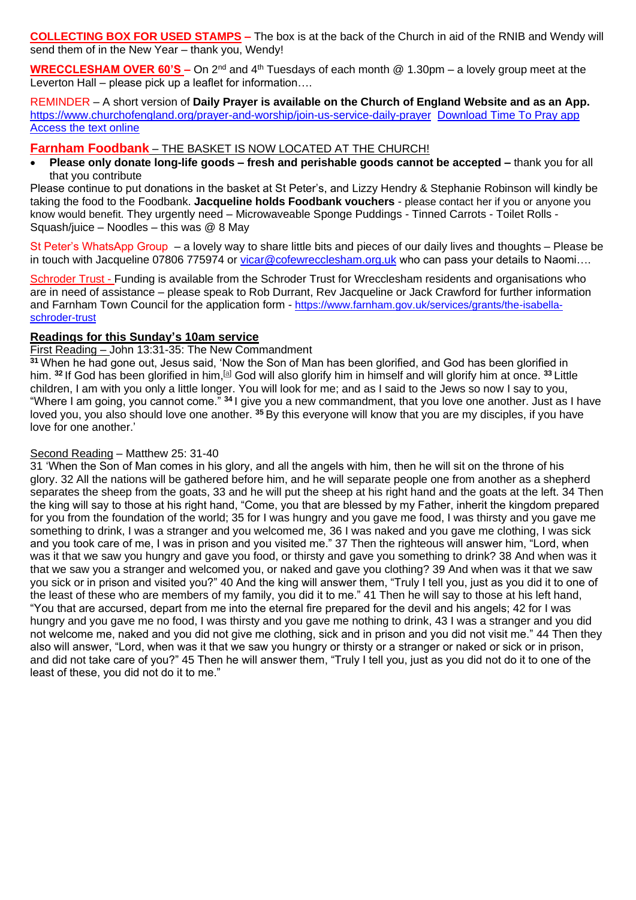**COLLECTING BOX FOR USED STAMPS –** The box is at the back of the Church in aid of the RNIB and Wendy will send them of in the New Year – thank you, Wendy!

**WRECCLESHAM OVER 60'S –** On 2nd and 4th Tuesdays of each month @ 1.30pm – a lovely group meet at the Leverton Hall – please pick up a leaflet for information….

REMINDER – A short version of **Daily Prayer is available on the Church of England Website and as an App.** https://www.churchofengland.org/prayer-and-worship/join-us-service-daily-prayer Download Time To Pray app Access the text online

**Farnham Foodbank** – THE BASKET IS NOW LOCATED AT THE CHURCH!

- **Please only donate long-life goods – fresh and perishable goods cannot be accepted –** thank you for all that you contribute

Please continue to put donations in the basket at St Peter's, and Lizzy Hendry & Stephanie Robinson will kindly be taking the food to the Foodbank. **Jacqueline holds Foodbank vouchers** - please contact her if you or anyone you know would benefit. They urgently need – Microwaveable Sponge Puddings - Tinned Carrots - Toilet Rolls - Squash/juice – Noodles – this was @ 8 May

St Peter's WhatsApp Group – a lovely way to share little bits and pieces of our daily lives and thoughts – Please be in touch with Jacqueline 07806 775974 or vicar@cofewrecclesham.org.uk who can pass your details to Naomi….

Schroder Trust - Funding is available from the Schroder Trust for Wrecclesham residents and organisations who are in need of assistance – please speak to Rob Durrant, Rev Jacqueline or Jack Crawford for further information and Farnham Town Council for the application form - https://www.farnham.gov.uk/services/grants/the-isabella-schroder-trust

**Readings for this Sunday's 10am service**

First Reading – John 13:31-35: The New Commandment

[31] When he had gone out, Jesus said, 'Now the Son of Man has been glorified, and God has been glorified in him. [32] If God has been glorified in him,[a] God will also glorify him in himself and will glorify him at once. [33] Little children, I am with you only a little longer. You will look for me; and as I said to the Jews so now I say to you, "Where I am going, you cannot come." [34] I give you a new commandment, that you love one another. Just as I have loved you, you also should love one another. [35] By this everyone will know that you are my disciples, if you have love for one another.'

Second Reading – Matthew 25: 31-40

31 'When the Son of Man comes in his glory, and all the angels with him, then he will sit on the throne of his glory. 32 All the nations will be gathered before him, and he will separate people one from another as a shepherd separates the sheep from the goats, 33 and he will put the sheep at his right hand and the goats at the left. 34 Then the king will say to those at his right hand, "Come, you that are blessed by my Father, inherit the kingdom prepared for you from the foundation of the world; 35 for I was hungry and you gave me food, I was thirsty and you gave me something to drink, I was a stranger and you welcomed me, 36 I was naked and you gave me clothing, I was sick and you took care of me, I was in prison and you visited me." 37 Then the righteous will answer him, "Lord, when was it that we saw you hungry and gave you food, or thirsty and gave you something to drink? 38 And when was it that we saw you a stranger and welcomed you, or naked and gave you clothing? 39 And when was it that we saw you sick or in prison and visited you?" 40 And the king will answer them, "Truly I tell you, just as you did it to one of the least of these who are members of my family, you did it to me." 41 Then he will say to those at his left hand, "You that are accursed, depart from me into the eternal fire prepared for the devil and his angels; 42 for I was hungry and you gave me no food, I was thirsty and you gave me nothing to drink, 43 I was a stranger and you did not welcome me, naked and you did not give me clothing, sick and in prison and you did not visit me." 44 Then they also will answer, "Lord, when was it that we saw you hungry or thirsty or a stranger or naked or sick or in prison, and did not take care of you?" 45 Then he will answer them, "Truly I tell you, just as you did not do it to one of the least of these, you did not do it to me."